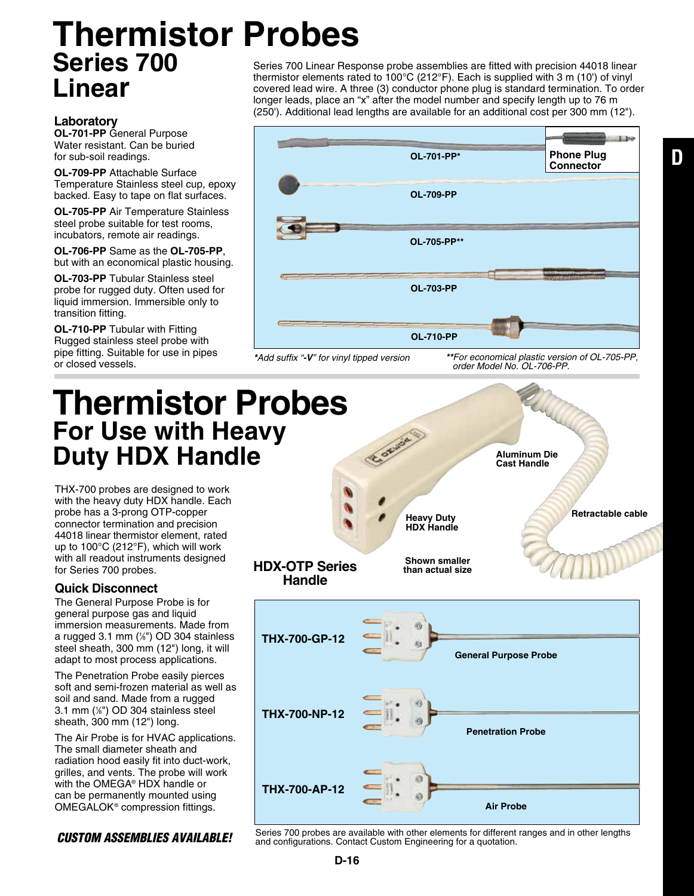# Thermistor Probes

## Series 700 Linear

Series 700 Linear Response probe assemblies are fitted with precision 44018 linear thermistor elements rated to 100°C (212°F). Each is supplied with 3 m (10') of vinyl covered lead wire. A three (3) conductor phone plug is standard termination. To order longer leads, place an "x" after the model number and specify length up to 76 m (250'). Additional lead lengths are available for an additional cost per 300 mm (12").

### Laboratory

**OL-701-PP** General Purpose Water resistant. Can be buried for sub-soil readings.

**OL-709-PP** Attachable Surface Temperature Stainless steel cup, epoxy backed. Easy to tape on flat surfaces.

**OL-705-PP** Air Temperature Stainless steel probe suitable for test rooms, incubators, remote air readings.

**OL-706-PP** Same as the **OL-705-PP**, but with an economical plastic housing.

**OL-703-PP** Tubular Stainless steel probe for rugged duty. Often used for liquid immersion. Immersible only to transition fitting.

**OL-710-PP** Tubular with Fitting Rugged stainless steel probe with pipe fitting. Suitable for use in pipes or closed vessels.

OL-701-PP*

Phone Plug Connector

OL-709-PP

OL-705-PP**

OL-703-PP

OL-710-PP

*Add suffix "**-V**" for vinyl tipped version

**For economical plastic version of OL-705-PP, order Model No. OL-706-PP.

# Thermistor Probes

## For Use with Heavy Duty HDX Handle

THX-700 probes are designed to work with the heavy duty HDX handle. Each probe has a 3-prong OTP-copper connector termination and precision 44018 linear thermistor element, rated up to 100°C (212°F), which will work with all readout instruments designed for Series 700 probes.

Aluminum Die Cast Handle

Heavy Duty HDX Handle

Retractable cable

Shown smaller than actual size

**HDX-OTP Series Handle**

### Quick Disconnect

The General Purpose Probe is for general purpose gas and liquid immersion measurements. Made from a rugged 3.1 mm (⅛") OD 304 stainless steel sheath, 300 mm (12") long, it will adapt to most process applications.

The Penetration Probe easily pierces soft and semi-frozen material as well as soil and sand. Made from a rugged 3.1 mm (⅛") OD 304 stainless steel sheath, 300 mm (12") long.

The Air Probe is for HVAC applications. The small diameter sheath and radiation hood easily fit into duct-work, grilles, and vents. The probe will work with the OMEGA® HDX handle or can be permanently mounted using OMEGALOK® compression fittings.

**THX-700-GP-12** General Purpose Probe

**THX-700-NP-12** Penetration Probe

**THX-700-AP-12** Air Probe

***CUSTOM ASSEMBLIES AVAILABLE!***

Series 700 probes are available with other elements for different ranges and in other lengths and configurations. Contact Custom Engineering for a quotation.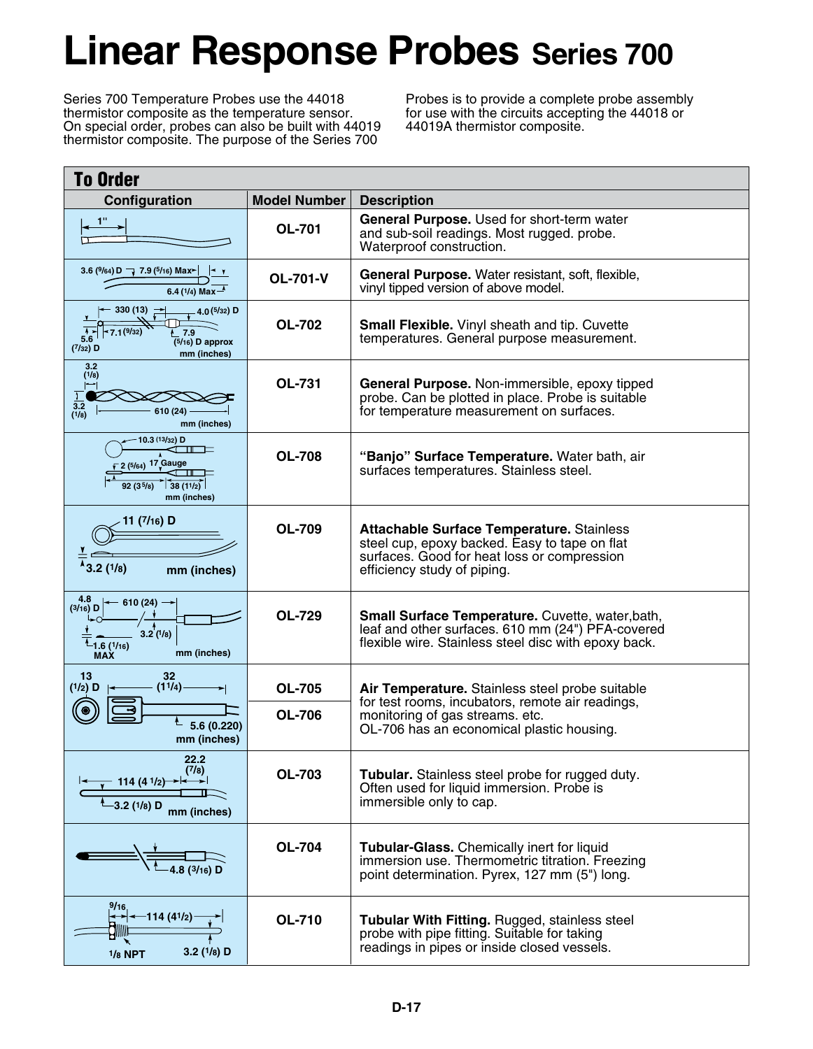# Linear Response Probes Series 700

Series 700 Temperature Probes use the 44018 thermistor composite as the temperature sensor. On special order, probes can also be built with 44019 thermistor composite. The purpose of the Series 700 Probes is to provide a complete probe assembly for use with the circuits accepting the 44018 or 44019A thermistor composite.

## To Order

| Configuration | Model Number | Description |
|---|---|---|
| 1" | OL-701 | **General Purpose.** Used for short-term water and sub-soil readings. Most rugged. probe. Waterproof construction. |
| 3.6 (9/64) D; 7.9 (5/16) Max; 6.4 (1/4) Max | OL-701-V | **General Purpose.** Water resistant, soft, flexible, vinyl tipped version of above model. |
| 330 (13); 4.0 (5/32) D; 7.1 (9/32); 5.6 (7/32) D; 7.9 (5/16) D approx; mm (inches) | OL-702 | **Small Flexible.** Vinyl sheath and tip. Cuvette temperatures. General purpose measurement. |
| 3.2 (1/8); 3.2 (1/8); 610 (24); mm (inches) | OL-731 | **General Purpose.** Non-immersible, epoxy tipped probe. Can be plotted in place. Probe is suitable for temperature measurement on surfaces. |
| 10.3 (13/32) D; 2 (5/64); 17 Gauge; 92 (3 5/8); 38 (1 1/2); mm (inches) | OL-708 | **"Banjo" Surface Temperature.** Water bath, air surfaces temperatures. Stainless steel. |
| 11 (7/16) D; 3.2 (1/8); mm (inches) | OL-709 | **Attachable Surface Temperature.** Stainless steel cup, epoxy backed. Easy to tape on flat surfaces. Good for heat loss or compression efficiency study of piping. |
| 4.8 (3/16) D; 610 (24); 3.2 (1/8); 1.6 (1/16) MAX; mm (inches) | OL-729 | **Small Surface Temperature.** Cuvette, water,bath, leaf and other surfaces. 610 mm (24") PFA-covered flexible wire. Stainless steel disc with epoxy back. |
| 13 (1/2) D; 32 (1 1/4); 5.6 (0.220); mm (inches) | OL-705<br>OL-706 | **Air Temperature.** Stainless steel probe suitable for test rooms, incubators, remote air readings, monitoring of gas streams. etc. OL-706 has an economical plastic housing. |
| 22.2 (7/8); 114 (4 1/2); 3.2 (1/8) D; mm (inches) | OL-703 | **Tubular.** Stainless steel probe for rugged duty. Often used for liquid immersion. Probe is immersible only to cap. |
| 4.8 (3/16) D | OL-704 | **Tubular-Glass.** Chemically inert for liquid immersion use. Thermometric titration. Freezing point determination. Pyrex, 127 mm (5") long. |
| 9/16; 114 (4 1/2); 1/8 NPT; 3.2 (1/8) D | OL-710 | **Tubular With Fitting.** Rugged, stainless steel probe with pipe fitting. Suitable for taking readings in pipes or inside closed vessels. |